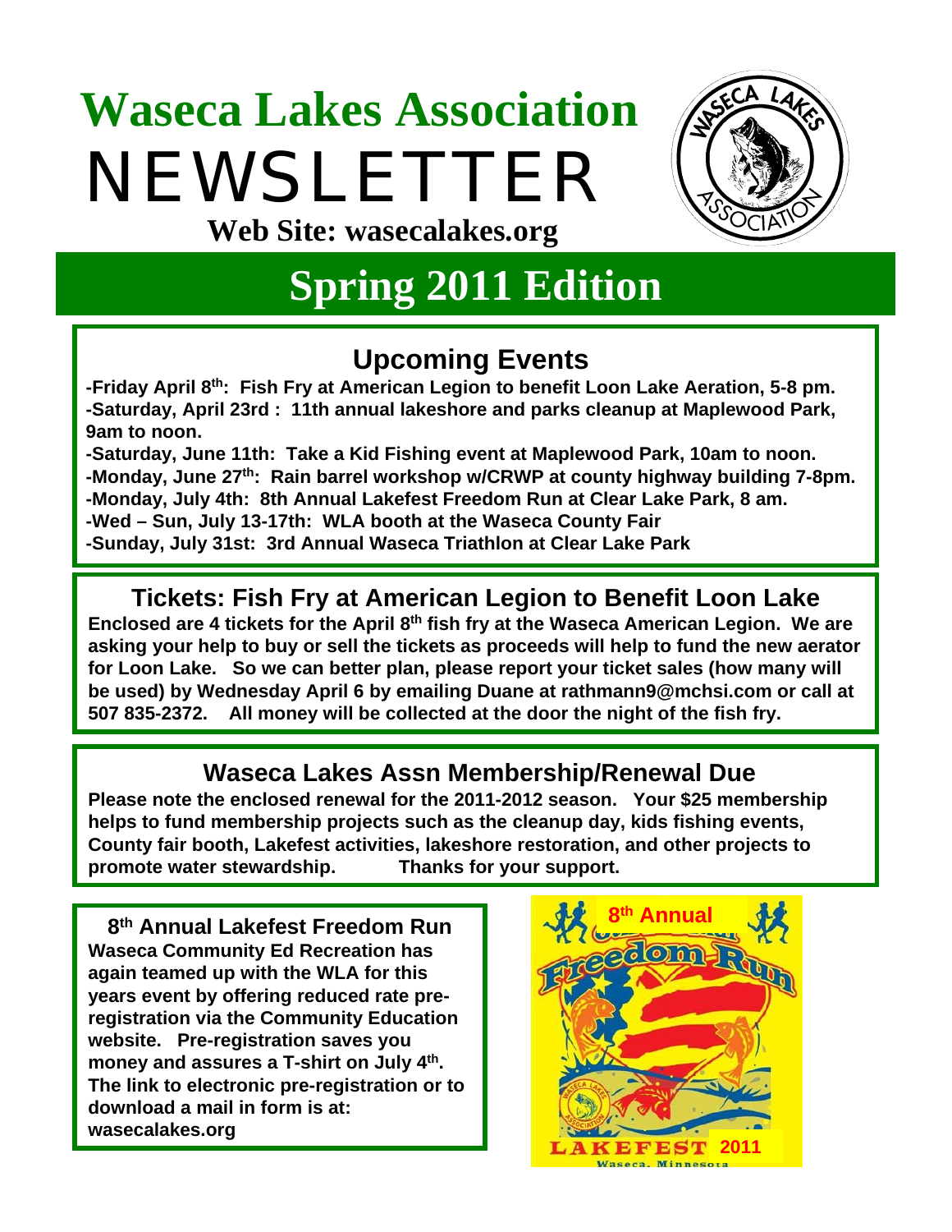# Waseca Lakes Association NEWSLETTER

**Web Site: wasecalakes.org**

## Spring 2011 Edition

### Upcoming Events

**-Friday April 8th: Fish Fry at American Legion to benefit Loon Lake Aeration, 5-8 pm.**
**-Saturday, April 23rd : 11th annual lakeshore and parks cleanup at Maplewood Park, 9am to noon.**
**-Saturday, June 11th: Take a Kid Fishing event at Maplewood Park, 10am to noon.**
**-Monday, June 27th: Rain barrel workshop w/CRWP at county highway building 7-8pm.**
**-Monday, July 4th: 8th Annual Lakefest Freedom Run at Clear Lake Park, 8 am.**
**-Wed – Sun, July 13-17th: WLA booth at the Waseca County Fair**
**-Sunday, July 31st: 3rd Annual Waseca Triathlon at Clear Lake Park**

### Tickets: Fish Fry at American Legion to Benefit Loon Lake

**Enclosed are 4 tickets for the April 8th fish fry at the Waseca American Legion. We are asking your help to buy or sell the tickets as proceeds will help to fund the new aerator for Loon Lake. So we can better plan, please report your ticket sales (how many will be used) by Wednesday April 6 by emailing Duane at rathmann9@mchsi.com or call at 507 835-2372. All money will be collected at the door the night of the fish fry.**

### Waseca Lakes Assn Membership/Renewal Due

**Please note the enclosed renewal for the 2011-2012 season. Your $25 membership helps to fund membership projects such as the cleanup day, kids fishing events, County fair booth, Lakefest activities, lakeshore restoration, and other projects to promote water stewardship. Thanks for your support.**

### 8th Annual Lakefest Freedom Run

**Waseca Community Ed Recreation has again teamed up with the WLA for this years event by offering reduced rate pre-registration via the Community Education website. Pre-registration saves you money and assures a T-shirt on July 4th. The link to electronic pre-registration or to download a mail in form is at: wasecalakes.org**

8th Annual Freedom Run LAKEFEST 2011 Waseca, Minnesota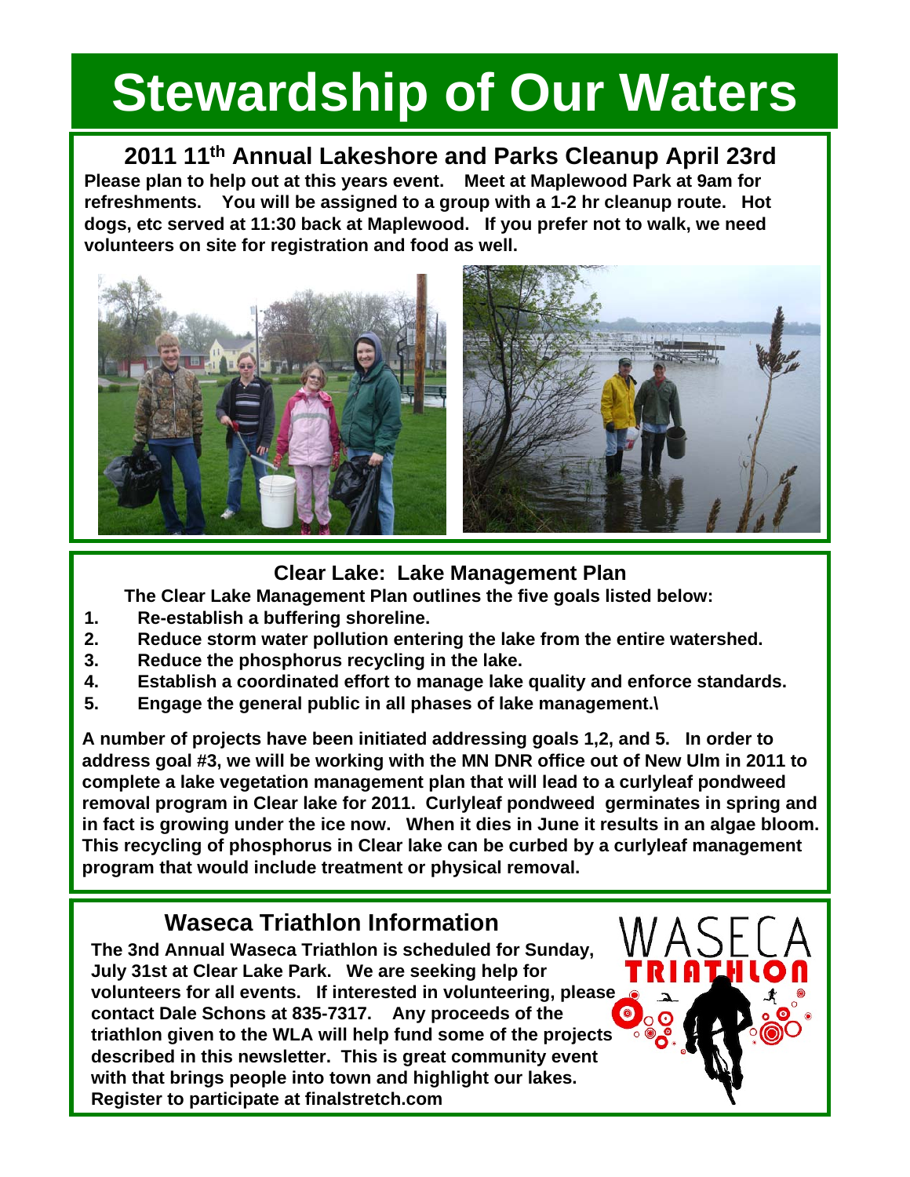# Stewardship of Our Waters

## 2011 11th Annual Lakeshore and Parks Cleanup April 23rd

**Please plan to help out at this years event. Meet at Maplewood Park at 9am for refreshments. You will be assigned to a group with a 1-2 hr cleanup route. Hot dogs, etc served at 11:30 back at Maplewood. If you prefer not to walk, we need volunteers on site for registration and food as well.**

## Clear Lake: Lake Management Plan

**The Clear Lake Management Plan outlines the five goals listed below:**

1. **Re-establish a buffering shoreline.**
2. **Reduce storm water pollution entering the lake from the entire watershed.**
3. **Reduce the phosphorus recycling in the lake.**
4. **Establish a coordinated effort to manage lake quality and enforce standards.**
5. **Engage the general public in all phases of lake management.\**

**A number of projects have been initiated addressing goals 1,2, and 5. In order to address goal #3, we will be working with the MN DNR office out of New Ulm in 2011 to complete a lake vegetation management plan that will lead to a curlyleaf pondweed removal program in Clear lake for 2011. Curlyleaf pondweed germinates in spring and in fact is growing under the ice now. When it dies in June it results in an algae bloom. This recycling of phosphorus in Clear lake can be curbed by a curlyleaf management program that would include treatment or physical removal.**

## Waseca Triathlon Information

**The 3nd Annual Waseca Triathlon is scheduled for Sunday, July 31st at Clear Lake Park. We are seeking help for volunteers for all events. If interested in volunteering, please contact Dale Schons at 835-7317. Any proceeds of the triathlon given to the WLA will help fund some of the projects described in this newsletter. This is great community event with that brings people into town and highlight our lakes. Register to participate at finalstretch.com**